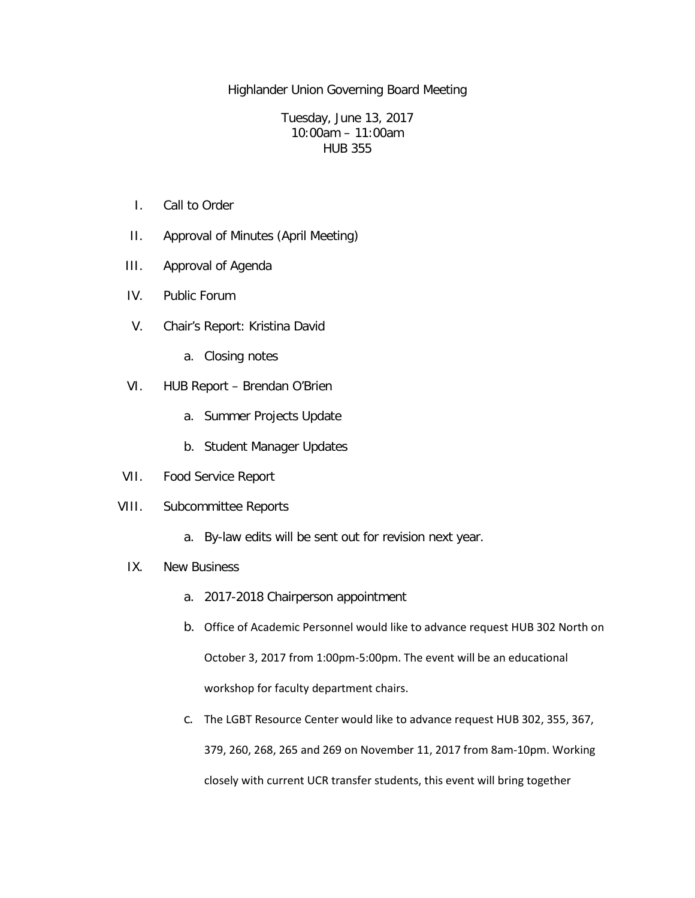# Highlander Union Governing Board Meeting

Tuesday, June 13, 2017
10:00am – 11:00am
HUB 355

I. Call to Order

II. Approval of Minutes (April Meeting)

III. Approval of Agenda

IV. Public Forum

V. Chair's Report: Kristina David

   a. Closing notes

VI. HUB Report – Brendan O'Brien

   a. Summer Projects Update

   b. Student Manager Updates

VII. Food Service Report

VIII. Subcommittee Reports

   a. By-law edits will be sent out for revision next year.

IX. New Business

   a. 2017-2018 Chairperson appointment

   b. Office of Academic Personnel would like to advance request HUB 302 North on October 3, 2017 from 1:00pm-5:00pm. The event will be an educational workshop for faculty department chairs.

   c. The LGBT Resource Center would like to advance request HUB 302, 355, 367, 379, 260, 268, 265 and 269 on November 11, 2017 from 8am-10pm. Working closely with current UCR transfer students, this event will bring together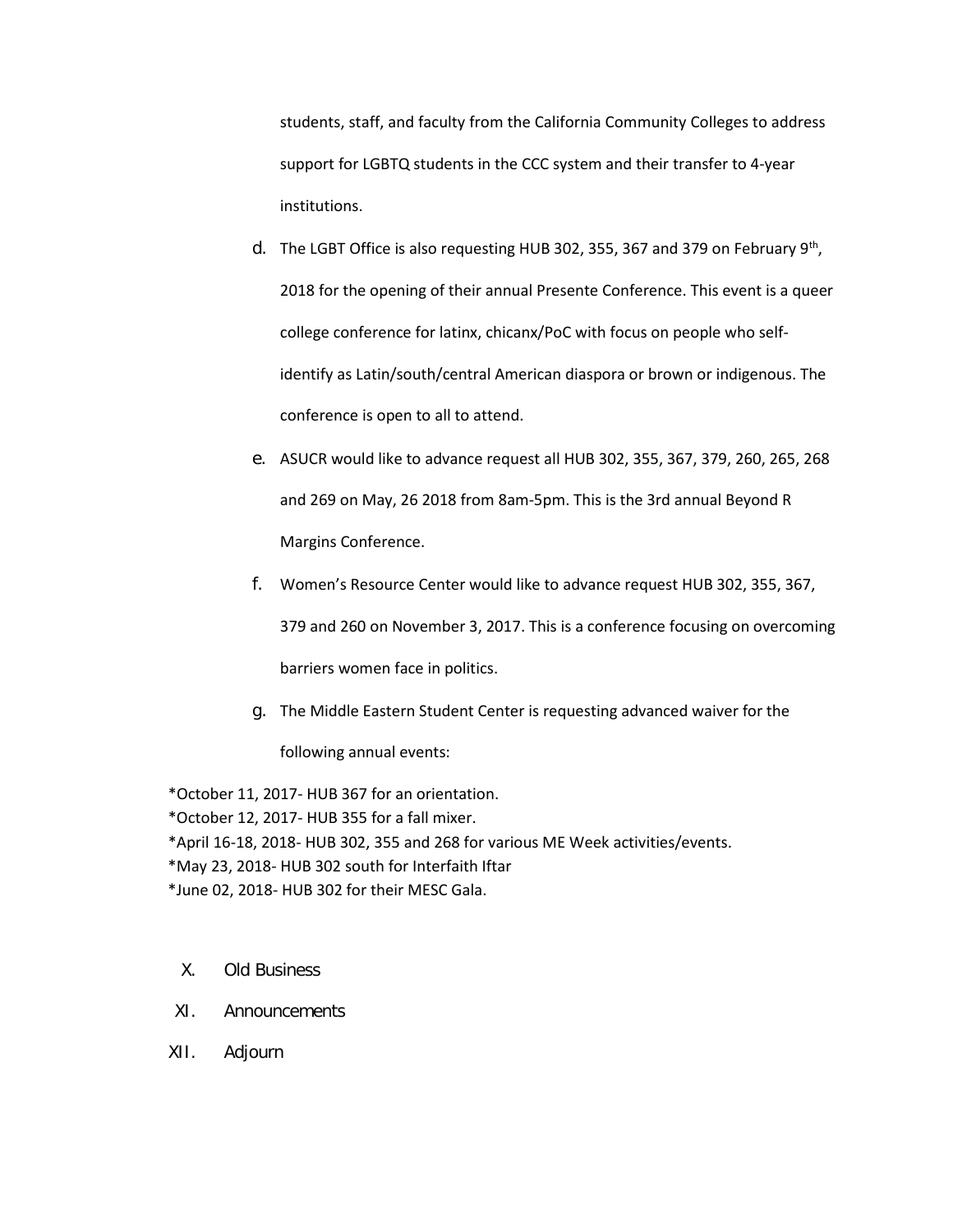students, staff, and faculty from the California Community Colleges to address support for LGBTQ students in the CCC system and their transfer to 4-year institutions.

d. The LGBT Office is also requesting HUB 302, 355, 367 and 379 on February 9th, 2018 for the opening of their annual Presente Conference. This event is a queer college conference for latinx, chicanx/PoC with focus on people who self-identify as Latin/south/central American diaspora or brown or indigenous. The conference is open to all to attend.

e. ASUCR would like to advance request all HUB 302, 355, 367, 379, 260, 265, 268 and 269 on May, 26 2018 from 8am-5pm. This is the 3rd annual Beyond R Margins Conference.

f. Women's Resource Center would like to advance request HUB 302, 355, 367, 379 and 260 on November 3, 2017. This is a conference focusing on overcoming barriers women face in politics.

g. The Middle Eastern Student Center is requesting advanced waiver for the following annual events:

*October 11, 2017- HUB 367 for an orientation.
*October 12, 2017- HUB 355 for a fall mixer.
*April 16-18, 2018- HUB 302, 355 and 268 for various ME Week activities/events.
*May 23, 2018- HUB 302 south for Interfaith Iftar
*June 02, 2018- HUB 302 for their MESC Gala.

X. Old Business

XI. Announcements

XII. Adjourn